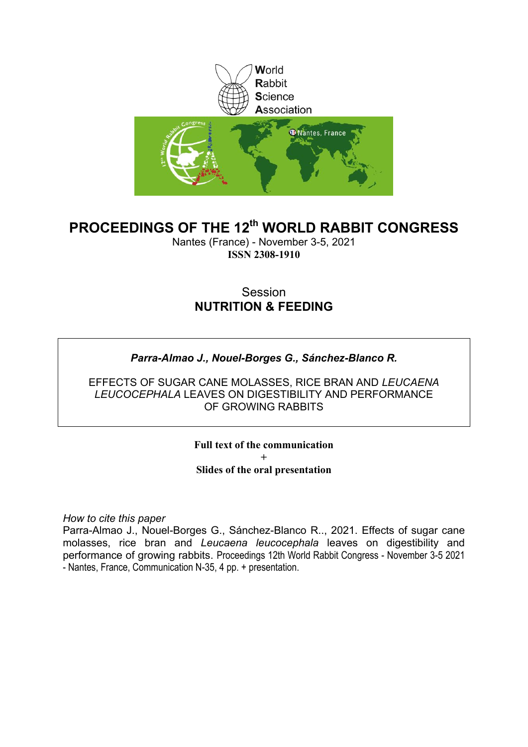World
Rabbit
Science
Association

# PROCEEDINGS OF THE 12th WORLD RABBIT CONGRESS

Nantes (France) - November 3-5, 2021

**ISSN 2308-1910**

Session
**NUTRITION & FEEDING**

***Parra-Almao J., Nouel-Borges G., Sánchez-Blanco R.***

EFFECTS OF SUGAR CANE MOLASSES, RICE BRAN AND *LEUCAENA LEUCOCEPHALA* LEAVES ON DIGESTIBILITY AND PERFORMANCE OF GROWING RABBITS

**Full text of the communication**
+
**Slides of the oral presentation**

*How to cite this paper*
Parra-Almao J., Nouel-Borges G., Sánchez-Blanco R.., 2021. Effects of sugar cane molasses, rice bran and *Leucaena leucocephala* leaves on digestibility and performance of growing rabbits. Proceedings 12th World Rabbit Congress - November 3-5 2021 - Nantes, France, Communication N-35, 4 pp. + presentation.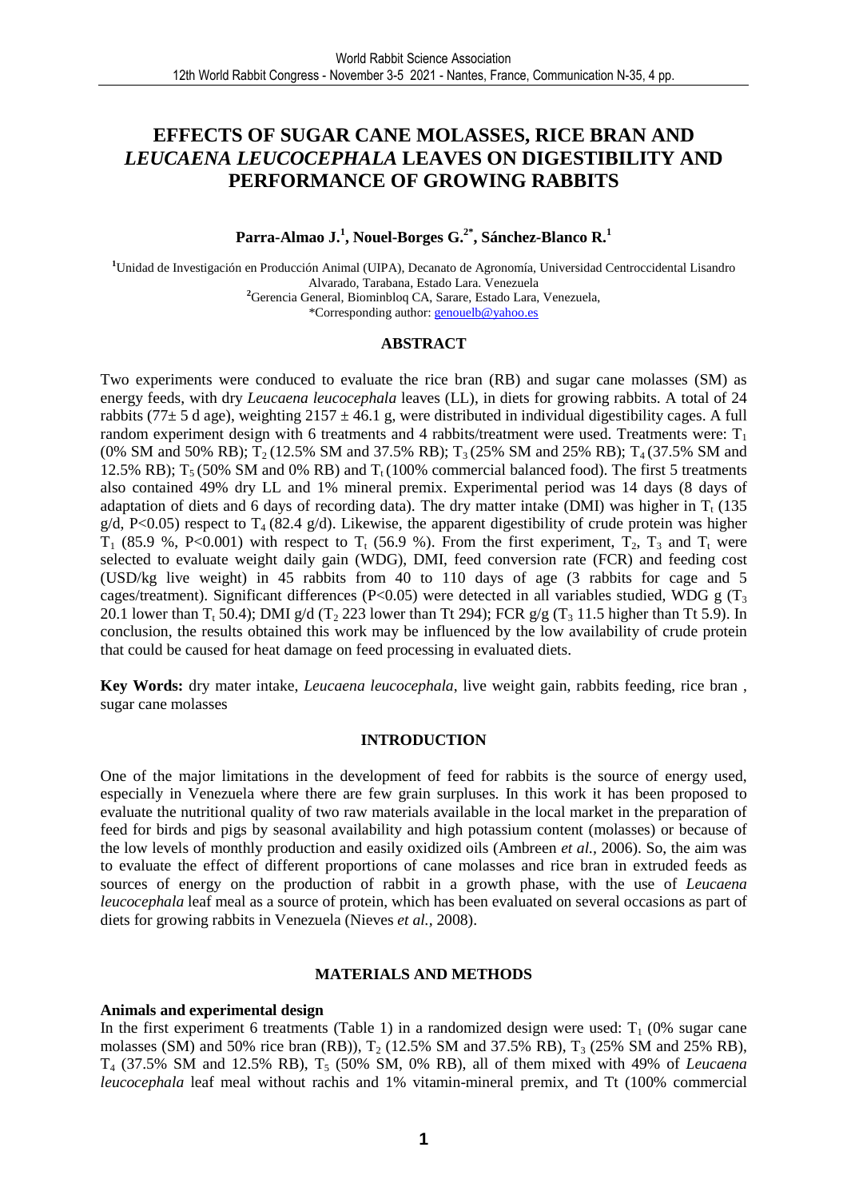# EFFECTS OF SUGAR CANE MOLASSES, RICE BRAN AND *LEUCAENA LEUCOCEPHALA* LEAVES ON DIGESTIBILITY AND PERFORMANCE OF GROWING RABBITS

**Parra-Almao J.[1], Nouel-Borges G.[2*], Sánchez-Blanco R.[1]**

[1]Unidad de Investigación en Producción Animal (UIPA), Decanato de Agronomía, Universidad Centroccidental Lisandro Alvarado, Tarabana, Estado Lara. Venezuela
[2]Gerencia General, Biominbloq CA, Sarare, Estado Lara, Venezuela,
*Corresponding author: genouelb@yahoo.es

## ABSTRACT

Two experiments were conduced to evaluate the rice bran (RB) and sugar cane molasses (SM) as energy feeds, with dry *Leucaena leucocephala* leaves (LL), in diets for growing rabbits. A total of 24 rabbits (77± 5 d age), weighting 2157 ± 46.1 g, were distributed in individual digestibility cages. A full random experiment design with 6 treatments and 4 rabbits/treatment were used. Treatments were: $T_1$ (0% SM and 50% RB); $T_2$ (12.5% SM and 37.5% RB); $T_3$ (25% SM and 25% RB); $T_4$ (37.5% SM and 12.5% RB); $T_5$ (50% SM and 0% RB) and $T_t$ (100% commercial balanced food). The first 5 treatments also contained 49% dry LL and 1% mineral premix. Experimental period was 14 days (8 days of adaptation of diets and 6 days of recording data). The dry matter intake (DMI) was higher in $T_t$ (135 g/d, P<0.05) respect to $T_4$ (82.4 g/d). Likewise, the apparent digestibility of crude protein was higher $T_1$ (85.9 %, P<0.001) with respect to $T_t$ (56.9 %). From the first experiment, $T_2$, $T_3$ and $T_t$ were selected to evaluate weight daily gain (WDG), DMI, feed conversion rate (FCR) and feeding cost (USD/kg live weight) in 45 rabbits from 40 to 110 days of age (3 rabbits for cage and 5 cages/treatment). Significant differences (P<0.05) were detected in all variables studied, WDG g ($T_3$ 20.1 lower than $T_t$ 50.4); DMI g/d ($T_2$ 223 lower than Tt 294); FCR g/g ($T_3$ 11.5 higher than Tt 5.9). In conclusion, the results obtained this work may be influenced by the low availability of crude protein that could be caused for heat damage on feed processing in evaluated diets.

**Key Words:** dry mater intake, *Leucaena leucocephala*, live weight gain, rabbits feeding, rice bran , sugar cane molasses

## INTRODUCTION

One of the major limitations in the development of feed for rabbits is the source of energy used, especially in Venezuela where there are few grain surpluses. In this work it has been proposed to evaluate the nutritional quality of two raw materials available in the local market in the preparation of feed for birds and pigs by seasonal availability and high potassium content (molasses) or because of the low levels of monthly production and easily oxidized oils (Ambreen *et al.,* 2006). So, the aim was to evaluate the effect of different proportions of cane molasses and rice bran in extruded feeds as sources of energy on the production of rabbit in a growth phase, with the use of *Leucaena leucocephala* leaf meal as a source of protein, which has been evaluated on several occasions as part of diets for growing rabbits in Venezuela (Nieves *et al.,* 2008).

## MATERIALS AND METHODS

### Animals and experimental design

In the first experiment 6 treatments (Table 1) in a randomized design were used: $T_1$ (0% sugar cane molasses (SM) and 50% rice bran (RB)), $T_2$ (12.5% SM and 37.5% RB), $T_3$ (25% SM and 25% RB), $T_4$ (37.5% SM and 12.5% RB), $T_5$ (50% SM, 0% RB), all of them mixed with 49% of *Leucaena leucocephala* leaf meal without rachis and 1% vitamin-mineral premix, and Tt (100% commercial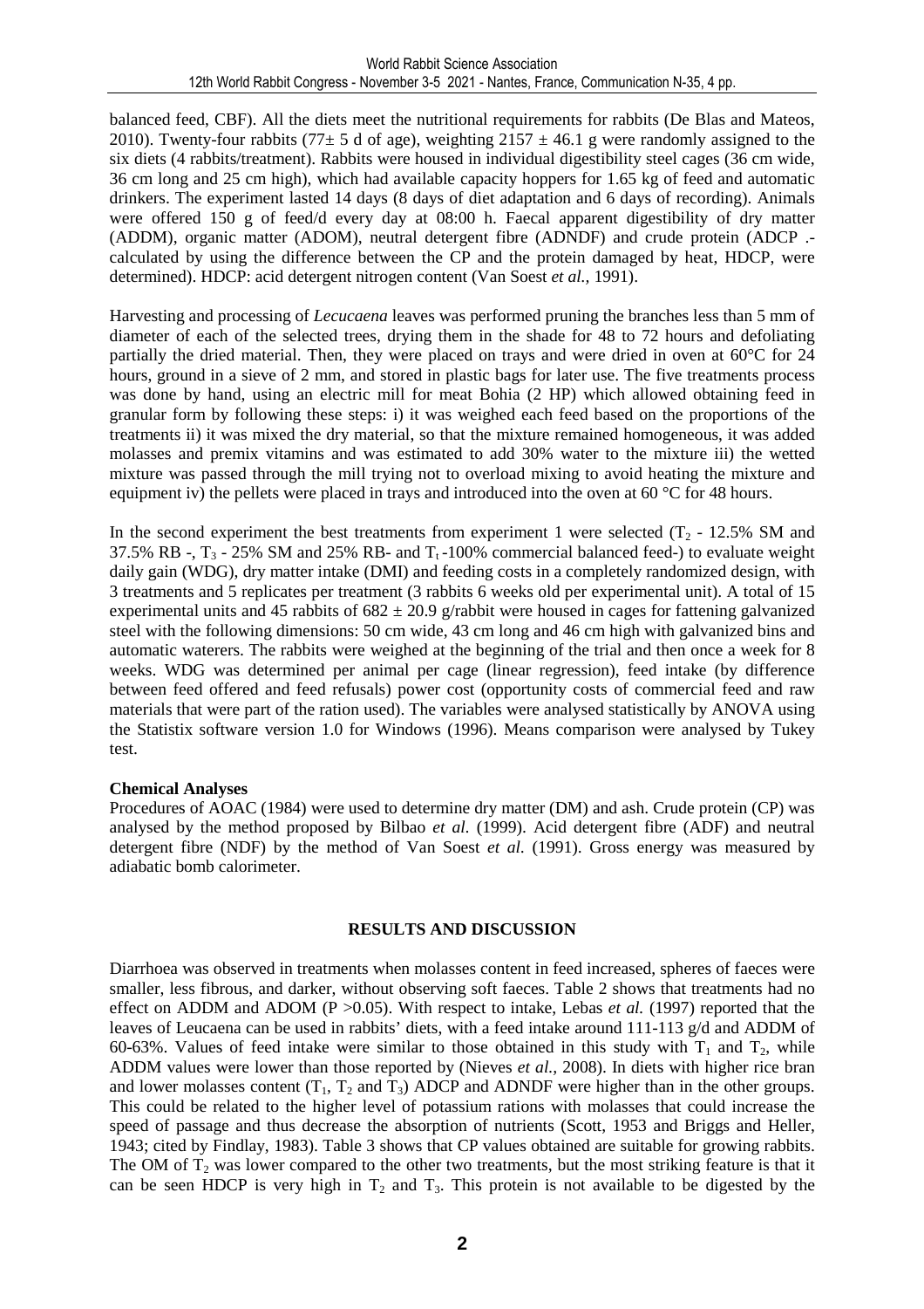balanced feed, CBF). All the diets meet the nutritional requirements for rabbits (De Blas and Mateos, 2010). Twenty-four rabbits (77± 5 d of age), weighting 2157 ± 46.1 g were randomly assigned to the six diets (4 rabbits/treatment). Rabbits were housed in individual digestibility steel cages (36 cm wide, 36 cm long and 25 cm high), which had available capacity hoppers for 1.65 kg of feed and automatic drinkers. The experiment lasted 14 days (8 days of diet adaptation and 6 days of recording). Animals were offered 150 g of feed/d every day at 08:00 h. Faecal apparent digestibility of dry matter (ADDM), organic matter (ADOM), neutral detergent fibre (ADNDF) and crude protein (ADCP .- calculated by using the difference between the CP and the protein damaged by heat, HDCP, were determined). HDCP: acid detergent nitrogen content (Van Soest *et al.,* 1991).

Harvesting and processing of *Lecucaena* leaves was performed pruning the branches less than 5 mm of diameter of each of the selected trees, drying them in the shade for 48 to 72 hours and defoliating partially the dried material. Then, they were placed on trays and were dried in oven at 60°C for 24 hours, ground in a sieve of 2 mm, and stored in plastic bags for later use. The five treatments process was done by hand, using an electric mill for meat Bohia (2 HP) which allowed obtaining feed in granular form by following these steps: i) it was weighed each feed based on the proportions of the treatments ii) it was mixed the dry material, so that the mixture remained homogeneous, it was added molasses and premix vitamins and was estimated to add 30% water to the mixture iii) the wetted mixture was passed through the mill trying not to overload mixing to avoid heating the mixture and equipment iv) the pellets were placed in trays and introduced into the oven at 60 °C for 48 hours.

In the second experiment the best treatments from experiment 1 were selected ($T_2$ - 12.5% SM and 37.5% RB -, $T_3$ - 25% SM and 25% RB- and $T_1$-100% commercial balanced feed-) to evaluate weight daily gain (WDG), dry matter intake (DMI) and feeding costs in a completely randomized design, with 3 treatments and 5 replicates per treatment (3 rabbits 6 weeks old per experimental unit). A total of 15 experimental units and 45 rabbits of 682 ± 20.9 g/rabbit were housed in cages for fattening galvanized steel with the following dimensions: 50 cm wide, 43 cm long and 46 cm high with galvanized bins and automatic waterers. The rabbits were weighed at the beginning of the trial and then once a week for 8 weeks. WDG was determined per animal per cage (linear regression), feed intake (by difference between feed offered and feed refusals) power cost (opportunity costs of commercial feed and raw materials that were part of the ration used). The variables were analysed statistically by ANOVA using the Statistix software version 1.0 for Windows (1996). Means comparison were analysed by Tukey test.

**Chemical Analyses**

Procedures of AOAC (1984) were used to determine dry matter (DM) and ash. Crude protein (CP) was analysed by the method proposed by Bilbao *et al.* (1999). Acid detergent fibre (ADF) and neutral detergent fibre (NDF) by the method of Van Soest *et al.* (1991). Gross energy was measured by adiabatic bomb calorimeter.

## RESULTS AND DISCUSSION

Diarrhoea was observed in treatments when molasses content in feed increased, spheres of faeces were smaller, less fibrous, and darker, without observing soft faeces. Table 2 shows that treatments had no effect on ADDM and ADOM ($P > 0.05$). With respect to intake, Lebas *et al.* (1997) reported that the leaves of Leucaena can be used in rabbits' diets, with a feed intake around 111-113 g/d and ADDM of 60-63%. Values of feed intake were similar to those obtained in this study with $T_1$ and $T_2$, while ADDM values were lower than those reported by (Nieves *et al.,* 2008). In diets with higher rice bran and lower molasses content ($T_1$, $T_2$ and $T_3$) ADCP and ADNDF were higher than in the other groups. This could be related to the higher level of potassium rations with molasses that could increase the speed of passage and thus decrease the absorption of nutrients (Scott, 1953 and Briggs and Heller, 1943; cited by Findlay, 1983). Table 3 shows that CP values obtained are suitable for growing rabbits. The OM of $T_2$ was lower compared to the other two treatments, but the most striking feature is that it can be seen HDCP is very high in $T_2$ and $T_3$. This protein is not available to be digested by the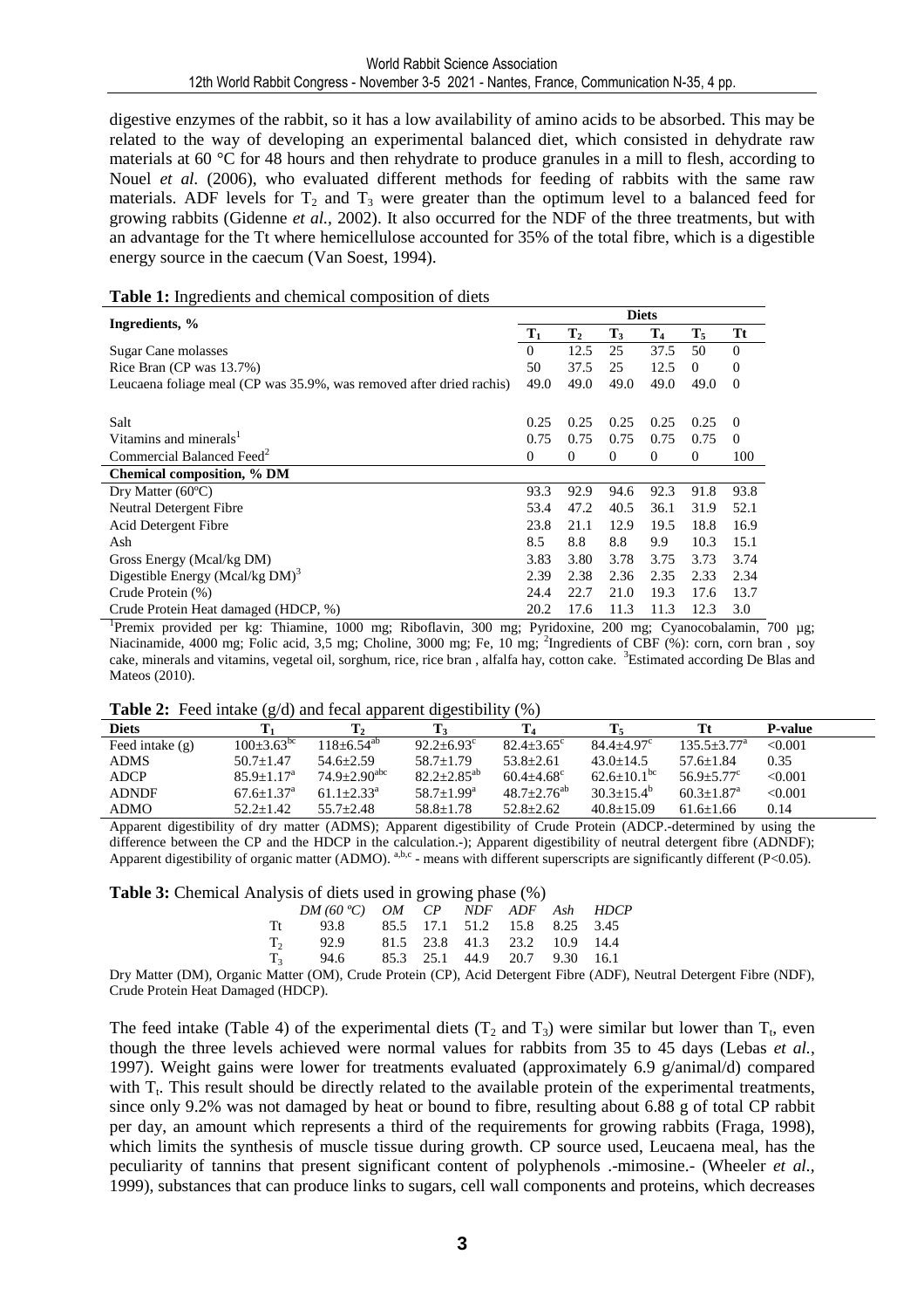digestive enzymes of the rabbit, so it has a low availability of amino acids to be absorbed. This may be related to the way of developing an experimental balanced diet, which consisted in dehydrate raw materials at 60 °C for 48 hours and then rehydrate to produce granules in a mill to flesh, according to Nouel *et al.* (2006), who evaluated different methods for feeding of rabbits with the same raw materials. ADF levels for $T_2$ and $T_3$ were greater than the optimum level to a balanced feed for growing rabbits (Gidenne *et al.*, 2002). It also occurred for the NDF of the three treatments, but with an advantage for the Tt where hemicellulose accounted for 35% of the total fibre, which is a digestible energy source in the caecum (Van Soest, 1994).

**Table 1:** Ingredients and chemical composition of diets

| Ingredients, % | Diets | | | | | |
|---|---|---|---|---|---|---|
| | $T_1$ | $T_2$ | $T_3$ | $T_4$ | $T_5$ | Tt |
| Sugar Cane molasses | 0 | 12.5 | 25 | 37.5 | 50 | 0 |
| Rice Bran (CP was 13.7%) | 50 | 37.5 | 25 | 12.5 | 0 | 0 |
| Leucaena foliage meal (CP was 35.9%, was removed after dried rachis) | 49.0 | 49.0 | 49.0 | 49.0 | 49.0 | 0 |
| Salt | 0.25 | 0.25 | 0.25 | 0.25 | 0.25 | 0 |
| Vitamins and minerals[1] | 0.75 | 0.75 | 0.75 | 0.75 | 0.75 | 0 |
| Commercial Balanced Feed[2] | 0 | 0 | 0 | 0 | 0 | 100 |
| **Chemical composition, % DM** | | | | | | |
| Dry Matter (60ºC) | 93.3 | 92.9 | 94.6 | 92.3 | 91.8 | 93.8 |
| Neutral Detergent Fibre | 53.4 | 47.2 | 40.5 | 36.1 | 31.9 | 52.1 |
| Acid Detergent Fibre | 23.8 | 21.1 | 12.9 | 19.5 | 18.8 | 16.9 |
| Ash | 8.5 | 8.8 | 8.8 | 9.9 | 10.3 | 15.1 |
| Gross Energy (Mcal/kg DM) | 3.83 | 3.80 | 3.78 | 3.75 | 3.73 | 3.74 |
| Digestible Energy (Mcal/kg DM)[3] | 2.39 | 2.38 | 2.36 | 2.35 | 2.33 | 2.34 |
| Crude Protein (%) | 24.4 | 22.7 | 21.0 | 19.3 | 17.6 | 13.7 |
| Crude Protein Heat damaged (HDCP, %) | 20.2 | 17.6 | 11.3 | 11.3 | 12.3 | 3.0 |

[1]Premix provided per kg: Thiamine, 1000 mg; Riboflavin, 300 mg; Pyridoxine, 200 mg; Cyanocobalamin, 700 µg; Niacinamide, 4000 mg; Folic acid, 3,5 mg; Choline, 3000 mg; Fe, 10 mg; [2]Ingredients of CBF (%): corn, corn bran , soy cake, minerals and vitamins, vegetal oil, sorghum, rice, rice bran , alfalfa hay, cotton cake. [3]Estimated according De Blas and Mateos (2010).

**Table 2:** Feed intake (g/d) and fecal apparent digestibility (%)

| Diets | $T_1$ | $T_2$ | $T_3$ | $T_4$ | $T_5$ | Tt | P-value |
|---|---|---|---|---|---|---|---|
| Feed intake (g) | $100\pm3.63^{bc}$ | $118\pm6.54^{ab}$ | $92.2\pm6.93^{c}$ | $82.4\pm3.65^{c}$ | $84.4\pm4.97^{c}$ | $135.5\pm3.77^{a}$ | <0.001 |
| ADMS | $50.7\pm1.47$ | $54.6\pm2.59$ | $58.7\pm1.79$ | $53.8\pm2.61$ | $43.0\pm14.5$ | $57.6\pm1.84$ | 0.35 |
| ADCP | $85.9\pm1.17^{a}$ | $74.9\pm2.90^{abc}$ | $82.2\pm2.85^{ab}$ | $60.4\pm4.68^{c}$ | $62.6\pm10.1^{bc}$ | $56.9\pm5.77^{c}$ | <0.001 |
| ADNDF | $67.6\pm1.37^{a}$ | $61.1\pm2.33^{a}$ | $58.7\pm1.99^{a}$ | $48.7\pm2.76^{ab}$ | $30.3\pm15.4^{b}$ | $60.3\pm1.87^{a}$ | <0.001 |
| ADMO | $52.2\pm1.42$ | $55.7\pm2.48$ | $58.8\pm1.78$ | $52.8\pm2.62$ | $40.8\pm15.09$ | $61.6\pm1.66$ | 0.14 |

Apparent digestibility of dry matter (ADMS); Apparent digestibility of Crude Protein (ADCP.-determined by using the difference between the CP and the HDCP in the calculation.-); Apparent digestibility of neutral detergent fibre (ADNDF); Apparent digestibility of organic matter (ADMO). [a,b,c] - means with different superscripts are significantly different (P<0.05).

**Table 3:** Chemical Analysis of diets used in growing phase (%)

| | *DM (60 ºC)* | *OM* | *CP* | *NDF* | *ADF* | *Ash* | *HDCP* |
|---|---|---|---|---|---|---|---|
| Tt | 93.8 | 85.5 | 17.1 | 51.2 | 15.8 | 8.25 | 3.45 |
| $T_2$ | 92.9 | 81.5 | 23.8 | 41.3 | 23.2 | 10.9 | 14.4 |
| $T_3$ | 94.6 | 85.3 | 25.1 | 44.9 | 20.7 | 9.30 | 16.1 |

Dry Matter (DM), Organic Matter (OM), Crude Protein (CP), Acid Detergent Fibre (ADF), Neutral Detergent Fibre (NDF), Crude Protein Heat Damaged (HDCP).

The feed intake (Table 4) of the experimental diets ($T_2$ and $T_3$) were similar but lower than $T_t$, even though the three levels achieved were normal values for rabbits from 35 to 45 days (Lebas *et al.*, 1997). Weight gains were lower for treatments evaluated (approximately 6.9 g/animal/d) compared with $T_t$. This result should be directly related to the available protein of the experimental treatments, since only 9.2% was not damaged by heat or bound to fibre, resulting about 6.88 g of total CP rabbit per day, an amount which represents a third of the requirements for growing rabbits (Fraga, 1998), which limits the synthesis of muscle tissue during growth. CP source used, Leucaena meal, has the peculiarity of tannins that present significant content of polyphenols .-mimosine.- (Wheeler *et al.*, 1999), substances that can produce links to sugars, cell wall components and proteins, which decreases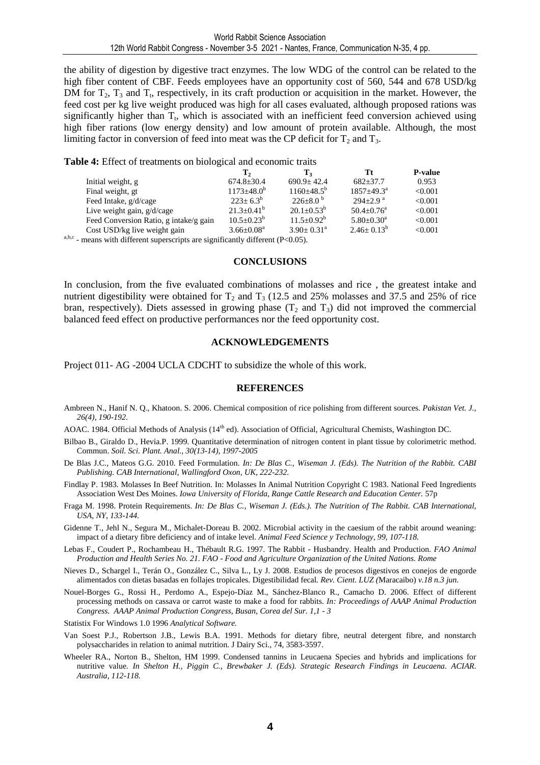the ability of digestion by digestive tract enzymes. The low WDG of the control can be related to the high fiber content of CBF. Feeds employees have an opportunity cost of 560, 544 and 678 USD/kg DM for $T_2$, $T_3$ and $T_t$, respectively, in its craft production or acquisition in the market. However, the feed cost per kg live weight produced was high for all cases evaluated, although proposed rations was significantly higher than $T_t$, which is associated with an inefficient feed conversion achieved using high fiber rations (low energy density) and low amount of protein available. Although, the most limiting factor in conversion of feed into meat was the CP deficit for $T_2$ and $T_3$.

**Table 4:** Effect of treatments on biological and economic traits

| | $T_2$ | $T_3$ | Tt | P-value |
|---|---|---|---|---|
| Initial weight, g | 674.8±30.4 | 690.9± 42.4 | 682±37.7 | 0.953 |
| Final weight, gt | $1173±48.0^b$ | $1160±48.5^b$ | $1857±49.3^a$ | <0.001 |
| Feed Intake, g/d/cage | $223± 6.3^b$ | $226±8.0^b$ | $294±2.9^a$ | <0.001 |
| Live weight gain, g/d/cage | $21.3±0.41^b$ | $20.1±0.53^b$ | $50.4±0.76^a$ | <0.001 |
| Feed Conversion Ratio, g intake/g gain | $10.5±0.23^b$ | $11.5±0.92^b$ | $5.80±0.30^a$ | <0.001 |
| Cost USD/kg live weight gain | $3.66±0.08^a$ | $3.90± 0.31^a$ | $2.46± 0.13^b$ | <0.001 |

[a,b,c] - means with different superscripts are significantly different (P<0.05).

## CONCLUSIONS

In conclusion, from the five evaluated combinations of molasses and rice , the greatest intake and nutrient digestibility were obtained for $T_2$ and $T_3$ (12.5 and 25% molasses and 37.5 and 25% of rice bran, respectively). Diets assessed in growing phase ($T_2$ and $T_3$) did not improved the commercial balanced feed effect on productive performances nor the feed opportunity cost.

## ACKNOWLEDGEMENTS

Project 011- AG -2004 UCLA CDCHT to subsidize the whole of this work.

## REFERENCES

Ambreen N., Hanif N. Q., Khatoon. S. 2006. Chemical composition of rice polishing from different sources. *Pakistan Vet. J., 26(4), 190-192.*

AOAC. 1984. Official Methods of Analysis (14th ed). Association of Official, Agricultural Chemists, Washington DC.

Bilbao B., Giraldo D., Hevia.P. 1999. Quantitative determination of nitrogen content in plant tissue by colorimetric method. Commun. *Soil. Sci. Plant. Anal., 30(13-14), 1997-2005*

De Blas J.C., Mateos G.G. 2010. Feed Formulation. *In: De Blas C., Wiseman J. (Eds). The Nutrition of the Rabbit. CABI Publishing. CAB International, Wallingford Oxon, UK, 222-232.*

Findlay P. 1983. Molasses In Beef Nutrition. In: Molasses In Animal Nutrition Copyright C 1983. National Feed Ingredients Association West Des Moines. *Iowa University of Florida, Range Cattle Research and Education Center.* 57p

Fraga M. 1998. Protein Requirements. *In: De Blas C., Wiseman J. (Eds.). The Nutrition of The Rabbit. CAB International, USA, NY, 133-144.*

Gidenne T., Jehl N., Segura M., Michalet-Doreau B. 2002. Microbial activity in the caesium of the rabbit around weaning: impact of a dietary fibre deficiency and of intake level. *Animal Feed Science y Technology, 99, 107-118.*

Lebas F., Coudert P., Rochambeau H., Thébault R.G. 1997. The Rabbit - Husbandry. Health and Production. *FAO Animal Production and Health Series No. 21. FAO - Food and Agriculture Organization of the United Nations. Rome*

Nieves D., Schargel I., Terán O., González C., Silva L., Ly J. 2008. Estudios de procesos digestivos en conejos de engorde alimentados con dietas basadas en follajes tropicales. Digestibilidad fecal. *Rev. Cient. LUZ (*Maracaibo) *v.18 n.3 jun.*

Nouel-Borges G., Rossi H., Perdomo A., Espejo-Díaz M., Sánchez-Blanco R., Camacho D. 2006. Effect of different processing methods on cassava or carrot waste to make a food for rabbits. *In: Proceedings of AAAP Animal Production Congress. AAAP Animal Production Congress, Busan, Corea del Sur. 1,1 - 3*

Statistix For Windows 1.0 1996 *Analytical Software.*

Van Soest P.J., Robertson J.B., Lewis B.A. 1991. Methods for dietary fibre, neutral detergent fibre, and nonstarch polysaccharides in relation to animal nutrition. J Dairy Sci., 74, 3583-3597.

Wheeler RA., Norton B., Shelton, HM 1999. Condensed tannins in Leucaena Species and hybrids and implications for nutritive value. *In Shelton H., Piggin C., Brewbaker J. (Eds). Strategic Research Findings in Leucaena. ACIAR. Australia, 112-118.*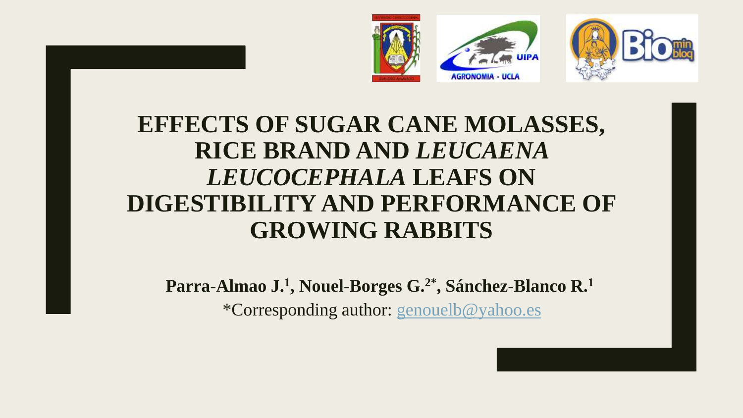# EFFECTS OF SUGAR CANE MOLASSES, RICE BRAND AND *LEUCAENA LEUCOCEPHALA* LEAFS ON DIGESTIBILITY AND PERFORMANCE OF GROWING RABBITS

**Parra-Almao J.[1], Nouel-Borges G.[2*], Sánchez-Blanco R.[1]**

*Corresponding author: genouelb@yahoo.es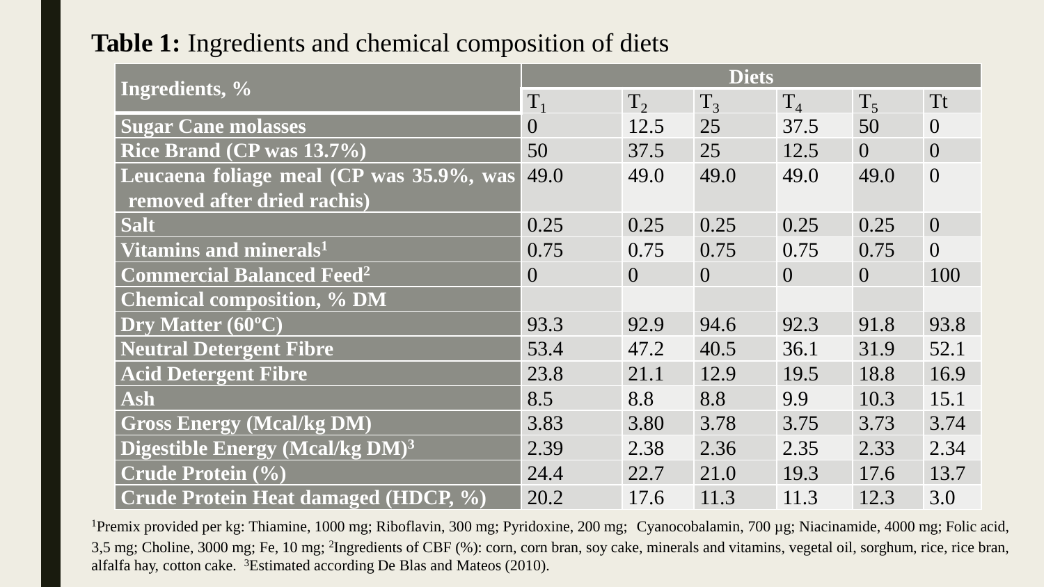**Table 1:** Ingredients and chemical composition of diets

| Ingredients, % | Diets | | | | | |
|---|---|---|---|---|---|---|
| | $T_1$ | $T_2$ | $T_3$ | $T_4$ | $T_5$ | Tt |
| **Sugar Cane molasses** | 0 | 12.5 | 25 | 37.5 | 50 | 0 |
| **Rice Brand (CP was 13.7%)** | 50 | 37.5 | 25 | 12.5 | 0 | 0 |
| **Leucaena foliage meal (CP was 35.9%, was removed after dried rachis)** | 49.0 | 49.0 | 49.0 | 49.0 | 49.0 | 0 |
| **Salt** | 0.25 | 0.25 | 0.25 | 0.25 | 0.25 | 0 |
| **Vitamins and minerals[1]** | 0.75 | 0.75 | 0.75 | 0.75 | 0.75 | 0 |
| **Commercial Balanced Feed[2]** | 0 | 0 | 0 | 0 | 0 | 100 |
| **Chemical composition, % DM** | | | | | | |
| **Dry Matter (60ºC)** | 93.3 | 92.9 | 94.6 | 92.3 | 91.8 | 93.8 |
| **Neutral Detergent Fibre** | 53.4 | 47.2 | 40.5 | 36.1 | 31.9 | 52.1 |
| **Acid Detergent Fibre** | 23.8 | 21.1 | 12.9 | 19.5 | 18.8 | 16.9 |
| **Ash** | 8.5 | 8.8 | 8.8 | 9.9 | 10.3 | 15.1 |
| **Gross Energy (Mcal/kg DM)** | 3.83 | 3.80 | 3.78 | 3.75 | 3.73 | 3.74 |
| **Digestible Energy (Mcal/kg DM)[3]** | 2.39 | 2.38 | 2.36 | 2.35 | 2.33 | 2.34 |
| **Crude Protein (%)** | 24.4 | 22.7 | 21.0 | 19.3 | 17.6 | 13.7 |
| **Crude Protein Heat damaged (HDCP, %)** | 20.2 | 17.6 | 11.3 | 11.3 | 12.3 | 3.0 |

[1]Premix provided per kg: Thiamine, 1000 mg; Riboflavin, 300 mg; Pyridoxine, 200 mg; Cyanocobalamin, 700 µg; Niacinamide, 4000 mg; Folic acid, 3,5 mg; Choline, 3000 mg; Fe, 10 mg; [2]Ingredients of CBF (%): corn, corn bran, soy cake, minerals and vitamins, vegetal oil, sorghum, rice, rice bran, alfalfa hay, cotton cake. [3]Estimated according De Blas and Mateos (2010).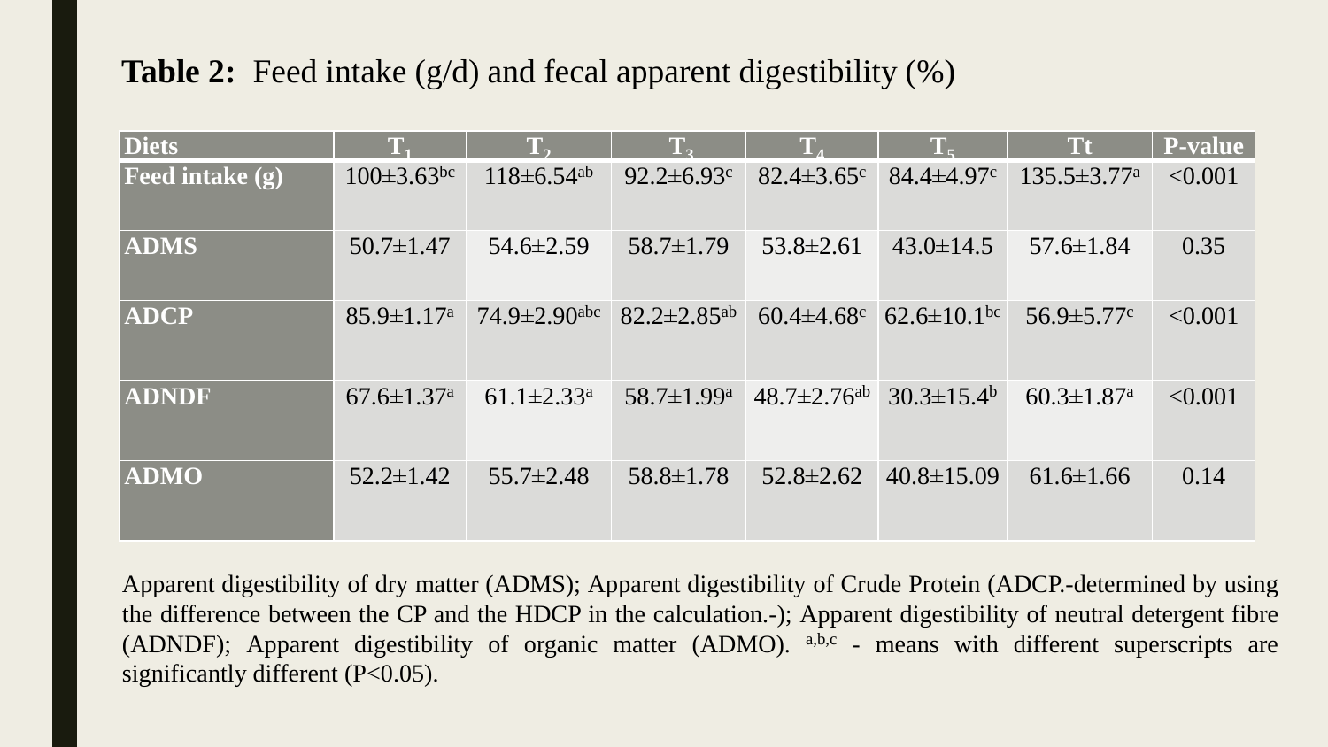**Table 2:** Feed intake (g/d) and fecal apparent digestibility (%)

| Diets | $T_1$ | $T_2$ | $T_3$ | $T_4$ | $T_5$ | Tt | P-value |
|---|---|---|---|---|---|---|---|
| **Feed intake (g)** | $100 \pm 3.63^{bc}$ | $118 \pm 6.54^{ab}$ | $92.2 \pm 6.93^{c}$ | $82.4 \pm 3.65^{c}$ | $84.4 \pm 4.97^{c}$ | $135.5 \pm 3.77^{a}$ | <0.001 |
| **ADMS** | $50.7 \pm 1.47$ | $54.6 \pm 2.59$ | $58.7 \pm 1.79$ | $53.8 \pm 2.61$ | $43.0 \pm 14.5$ | $57.6 \pm 1.84$ | 0.35 |
| **ADCP** | $85.9 \pm 1.17^{a}$ | $74.9 \pm 2.90^{abc}$ | $82.2 \pm 2.85^{ab}$ | $60.4 \pm 4.68^{c}$ | $62.6 \pm 10.1^{bc}$ | $56.9 \pm 5.77^{c}$ | <0.001 |
| **ADNDF** | $67.6 \pm 1.37^{a}$ | $61.1 \pm 2.33^{a}$ | $58.7 \pm 1.99^{a}$ | $48.7 \pm 2.76^{ab}$ | $30.3 \pm 15.4^{b}$ | $60.3 \pm 1.87^{a}$ | <0.001 |
| **ADMO** | $52.2 \pm 1.42$ | $55.7 \pm 2.48$ | $58.8 \pm 1.78$ | $52.8 \pm 2.62$ | $40.8 \pm 15.09$ | $61.6 \pm 1.66$ | 0.14 |

Apparent digestibility of dry matter (ADMS); Apparent digestibility of Crude Protein (ADCP.-determined by using the difference between the CP and the HDCP in the calculation.-); Apparent digestibility of neutral detergent fibre (ADNDF); Apparent digestibility of organic matter (ADMO). $^{a,b,c}$ - means with different superscripts are significantly different (P<0.05).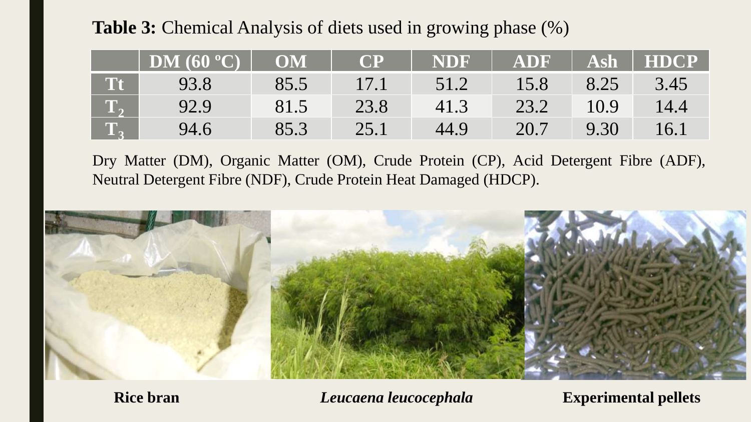**Table 3:** Chemical Analysis of diets used in growing phase (%)

| | DM (60 ºC) | OM | CP | NDF | ADF | Ash | HDCP |
|---|---|---|---|---|---|---|---|
| Tt | 93.8 | 85.5 | 17.1 | 51.2 | 15.8 | 8.25 | 3.45 |
| $T_2$ | 92.9 | 81.5 | 23.8 | 41.3 | 23.2 | 10.9 | 14.4 |
| $T_3$ | 94.6 | 85.3 | 25.1 | 44.9 | 20.7 | 9.30 | 16.1 |

Dry Matter (DM), Organic Matter (OM), Crude Protein (CP), Acid Detergent Fibre (ADF), Neutral Detergent Fibre (NDF), Crude Protein Heat Damaged (HDCP).

**Rice bran** | ***Leucaena leucocephala*** | **Experimental pellets**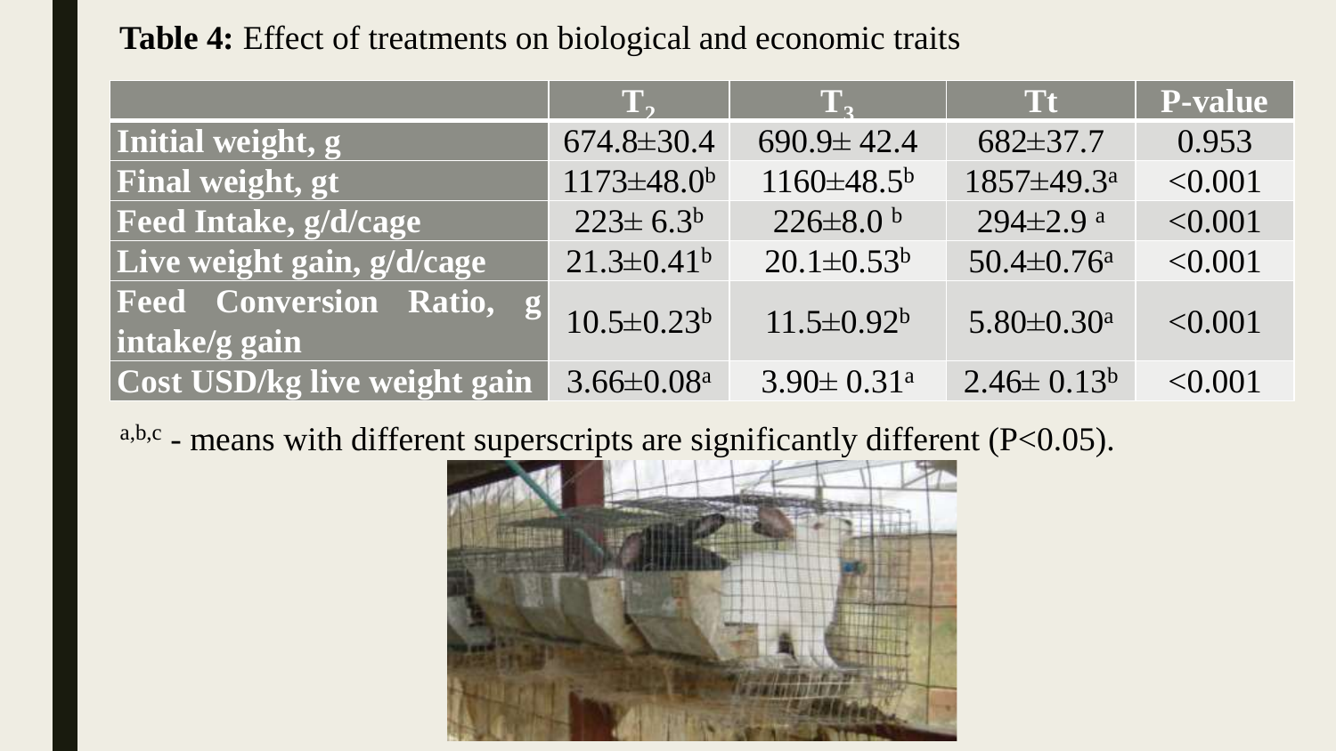**Table 4:** Effect of treatments on biological and economic traits

| | $T_2$ | $T_3$ | Tt | P-value |
|---|---|---|---|---|
| **Initial weight, g** | 674.8±30.4 | 690.9± 42.4 | 682±37.7 | 0.953 |
| **Final weight, gt** | 1173±48.0$^{b}$ | 1160±48.5$^{b}$ | 1857±49.3$^{a}$ | <0.001 |
| **Feed Intake, g/d/cage** | 223± 6.3$^{b}$ | 226±8.0 $^{b}$ | 294±2.9 $^{a}$ | <0.001 |
| **Live weight gain, g/d/cage** | 21.3±0.41$^{b}$ | 20.1±0.53$^{b}$ | 50.4±0.76$^{a}$ | <0.001 |
| **Feed Conversion Ratio, g intake/g gain** | 10.5±0.23$^{b}$ | 11.5±0.92$^{b}$ | 5.80±0.30$^{a}$ | <0.001 |
| **Cost USD/kg live weight gain** | 3.66±0.08$^{a}$ | 3.90± 0.31$^{a}$ | 2.46± 0.13$^{b}$ | <0.001 |

$^{a,b,c}$ - means with different superscripts are significantly different (P<0.05).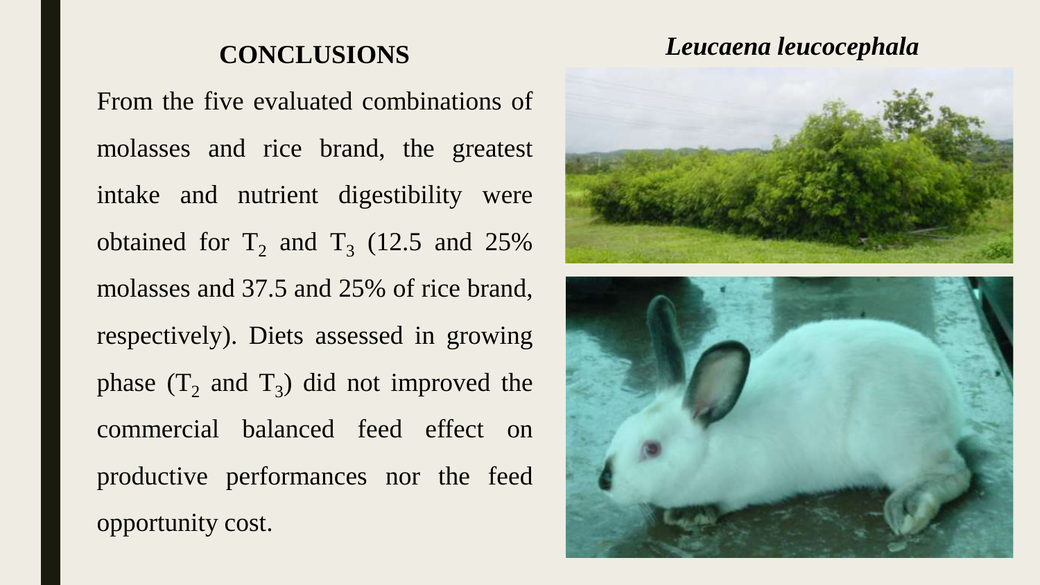## CONCLUSIONS

From the five evaluated combinations of molasses and rice brand, the greatest intake and nutrient digestibility were obtained for $T_2$ and $T_3$ (12.5 and 25% molasses and 37.5 and 25% of rice brand, respectively). Diets assessed in growing phase ($T_2$ and $T_3$) did not improved the commercial balanced feed effect on productive performances nor the feed opportunity cost.

***Leucaena leucocephala***